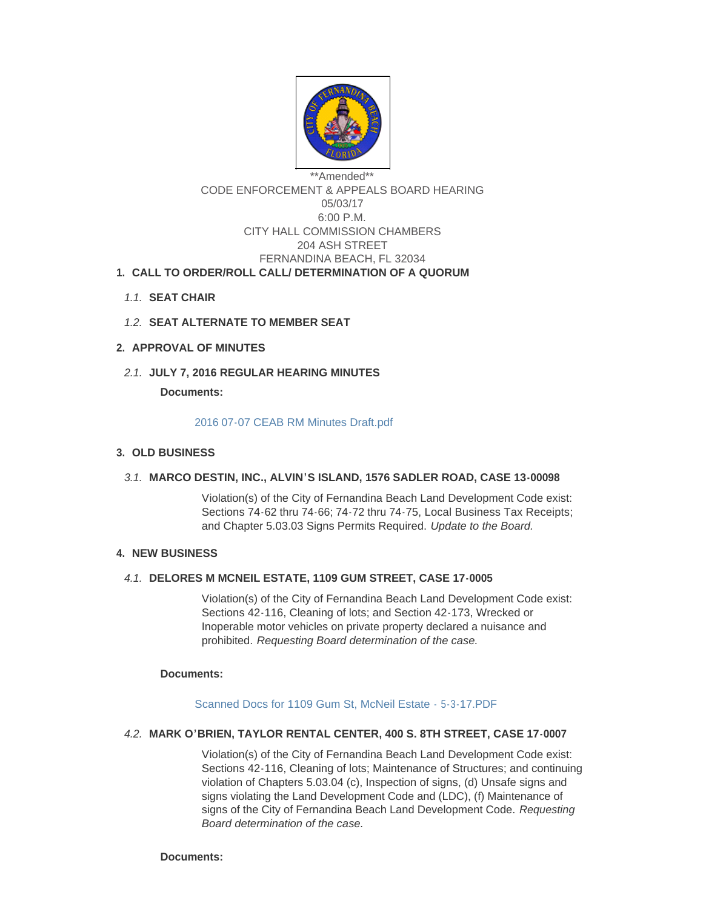\*\*Amended\*\*

CODE ENFORCEMENT & APPEALS BOARD HEARING

05/03/17

6:00 P.M.

CITY HALL COMMISSION CHAMBERS

204 ASH STREET

FERNANDINA BEACH, FL 32034

## 1. CALL TO ORDER/ROLL CALL/ DETERMINATION OF A QUORUM

### 1.1. SEAT CHAIR

### 1.2. SEAT ALTERNATE TO MEMBER SEAT

## 2. APPROVAL OF MINUTES

### 2.1. JULY 7, 2016 REGULAR HEARING MINUTES

**Documents:**

2016 07-07 CEAB RM Minutes Draft.pdf

## 3. OLD BUSINESS

### 3.1. MARCO DESTIN, INC., ALVIN'S ISLAND, 1576 SADLER ROAD, CASE 13-00098

Violation(s) of the City of Fernandina Beach Land Development Code exist: Sections 74-62 thru 74-66; 74-72 thru 74-75, Local Business Tax Receipts; and Chapter 5.03.03 Signs Permits Required. *Update to the Board.*

## 4. NEW BUSINESS

### 4.1. DELORES M MCNEIL ESTATE, 1109 GUM STREET, CASE 17-0005

Violation(s) of the City of Fernandina Beach Land Development Code exist: Sections 42-116, Cleaning of lots; and Section 42-173, Wrecked or Inoperable motor vehicles on private property declared a nuisance and prohibited. *Requesting Board determination of the case.*

**Documents:**

Scanned Docs for 1109 Gum St, McNeil Estate - 5-3-17.PDF

### 4.2. MARK O'BRIEN, TAYLOR RENTAL CENTER, 400 S. 8TH STREET, CASE 17-0007

Violation(s) of the City of Fernandina Beach Land Development Code exist: Sections 42-116, Cleaning of lots; Maintenance of Structures; and continuing violation of Chapters 5.03.04 (c), Inspection of signs, (d) Unsafe signs and signs violating the Land Development Code and (LDC), (f) Maintenance of signs of the City of Fernandina Beach Land Development Code. *Requesting Board determination of the case.*

**Documents:**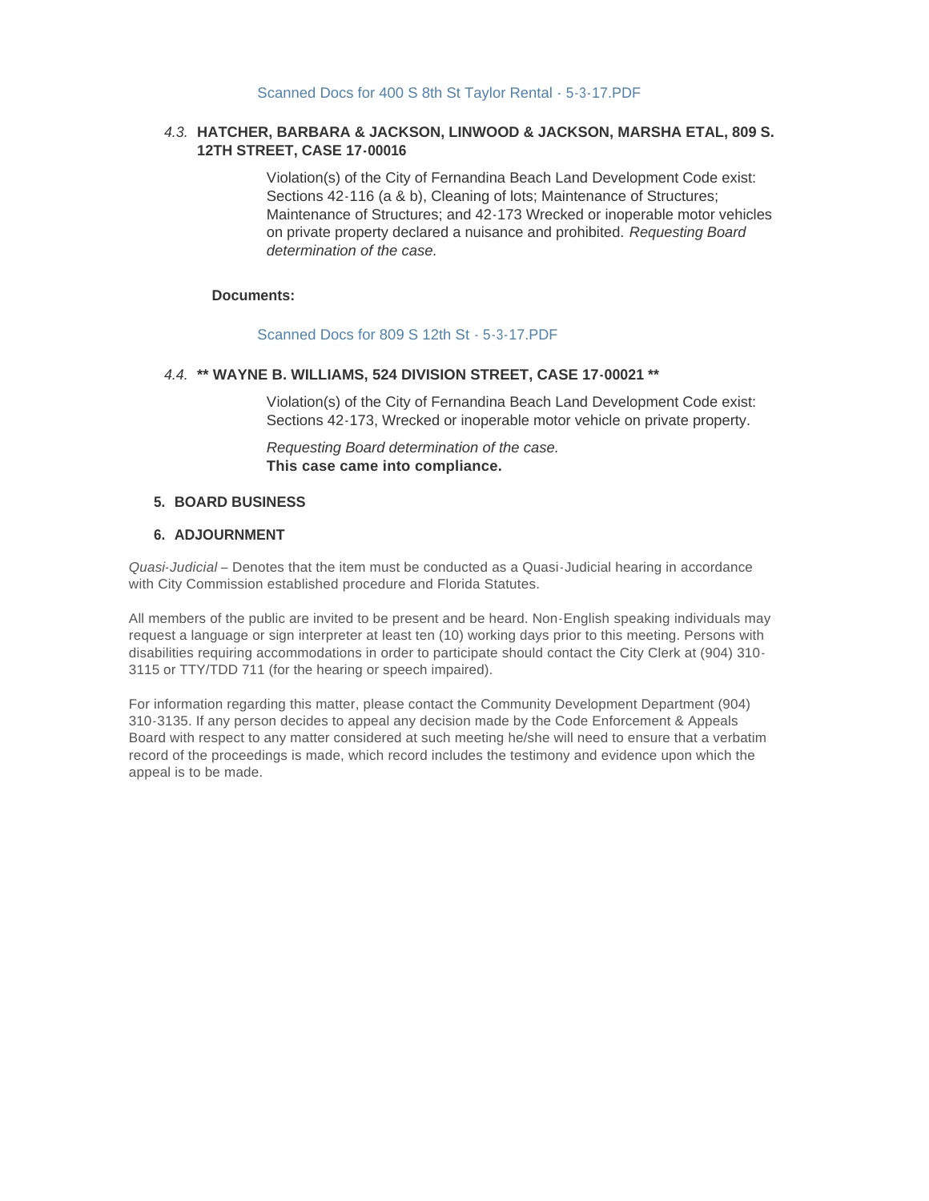Scanned Docs for 400 S 8th St Taylor Rental - 5-3-17.PDF

*4.3.* **HATCHER, BARBARA & JACKSON, LINWOOD & JACKSON, MARSHA ETAL, 809 S. 12TH STREET, CASE 17-00016**

Violation(s) of the City of Fernandina Beach Land Development Code exist: Sections 42-116 (a & b), Cleaning of lots; Maintenance of Structures; Maintenance of Structures; and 42-173 Wrecked or inoperable motor vehicles on private property declared a nuisance and prohibited. *Requesting Board determination of the case.*

**Documents:**

Scanned Docs for 809 S 12th St - 5-3-17.PDF

*4.4.* **\*\* WAYNE B. WILLIAMS, 524 DIVISION STREET, CASE 17-00021 \*\***

Violation(s) of the City of Fernandina Beach Land Development Code exist: Sections 42-173, Wrecked or inoperable motor vehicle on private property.

*Requesting Board determination of the case.*
**This case came into compliance.**

**5. BOARD BUSINESS**

**6. ADJOURNMENT**

*Quasi-Judicial* – Denotes that the item must be conducted as a Quasi-Judicial hearing in accordance with City Commission established procedure and Florida Statutes.

All members of the public are invited to be present and be heard. Non-English speaking individuals may request a language or sign interpreter at least ten (10) working days prior to this meeting. Persons with disabilities requiring accommodations in order to participate should contact the City Clerk at (904) 310-3115 or TTY/TDD 711 (for the hearing or speech impaired).

For information regarding this matter, please contact the Community Development Department (904) 310-3135. If any person decides to appeal any decision made by the Code Enforcement & Appeals Board with respect to any matter considered at such meeting he/she will need to ensure that a verbatim record of the proceedings is made, which record includes the testimony and evidence upon which the appeal is to be made.